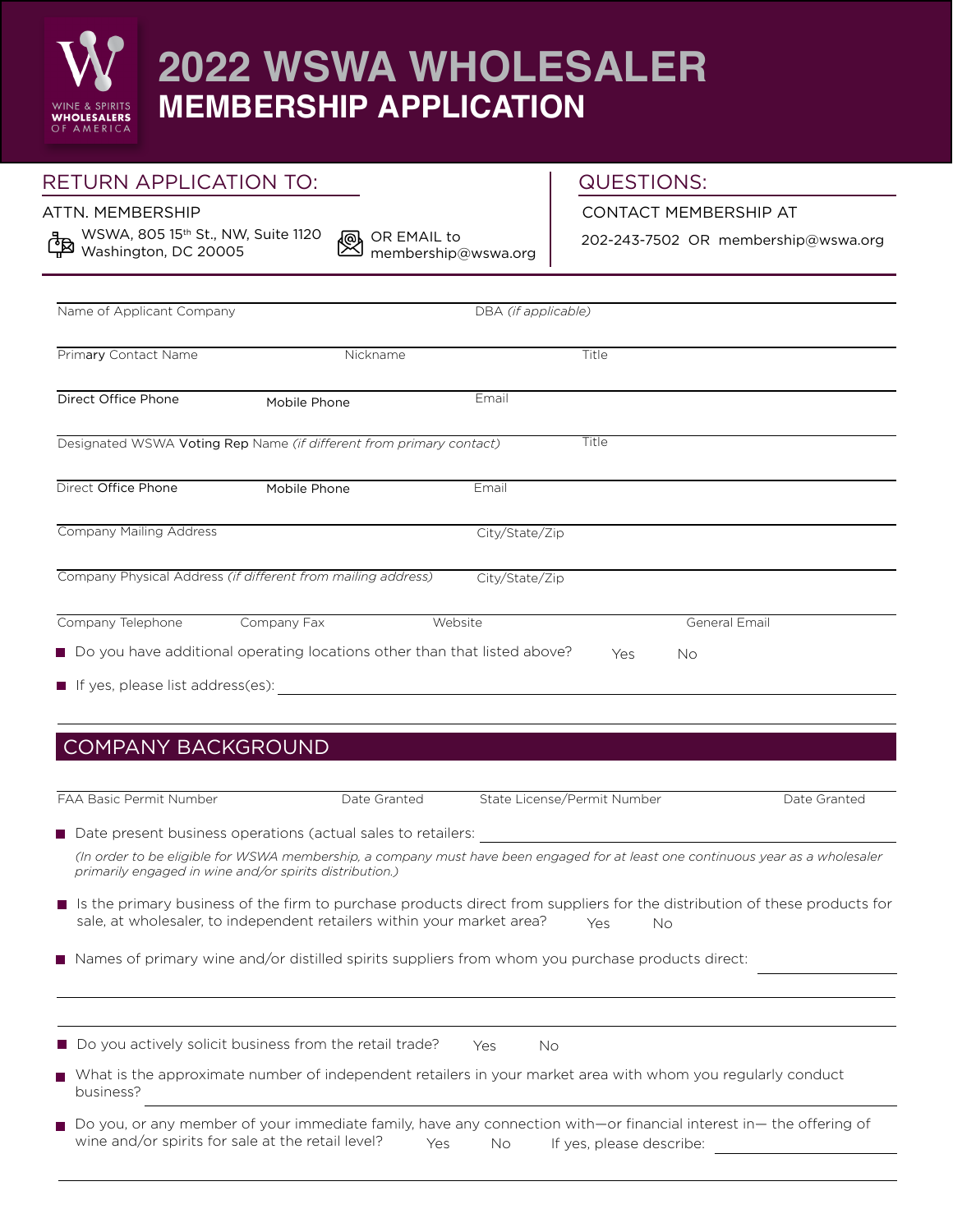# 2022 WSWA WHOLESALER MEMBERSHIP APPLICATION

## RETURN APPLICATION TO:

ATTN. MEMBERSHIP

WSWA, 805 15th St., NW, Suite 1120
Washington, DC 20005

OR EMAIL to
membership@wswa.org

## QUESTIONS:

CONTACT MEMBERSHIP AT

202-243-7502 OR membership@wswa.org

Name of Applicant Company | DBA *(if applicable)*

Primary Contact Name | Nickname | Title

Direct Office Phone | Mobile Phone | Email

Designated WSWA Voting Rep Name *(if different from primary contact)* | Title

Direct Office Phone | Mobile Phone | Email

Company Mailing Address | City/State/Zip

Company Physical Address *(if different from mailing address)* | City/State/Zip

Company Telephone | Company Fax | Website | General Email

- Do you have additional operating locations other than that listed above? Yes No
- If yes, please list address(es): ______

## COMPANY BACKGROUND

FAA Basic Permit Number | Date Granted | State License/Permit Number | Date Granted

- Date present business operations (actual sales to retailers: ______

*(In order to be eligible for WSWA membership, a company must have been engaged for at least one continuous year as a wholesaler primarily engaged in wine and/or spirits distribution.)*

- Is the primary business of the firm to purchase products direct from suppliers for the distribution of these products for sale, at wholesaler, to independent retailers within your market area? Yes No
- Names of primary wine and/or distilled spirits suppliers from whom you purchase products direct: ______
- Do you actively solicit business from the retail trade? Yes No
- What is the approximate number of independent retailers in your market area with whom you regularly conduct business? ______
- Do you, or any member of your immediate family, have any connection with—or financial interest in— the offering of wine and/or spirits for sale at the retail level? Yes No If yes, please describe: ______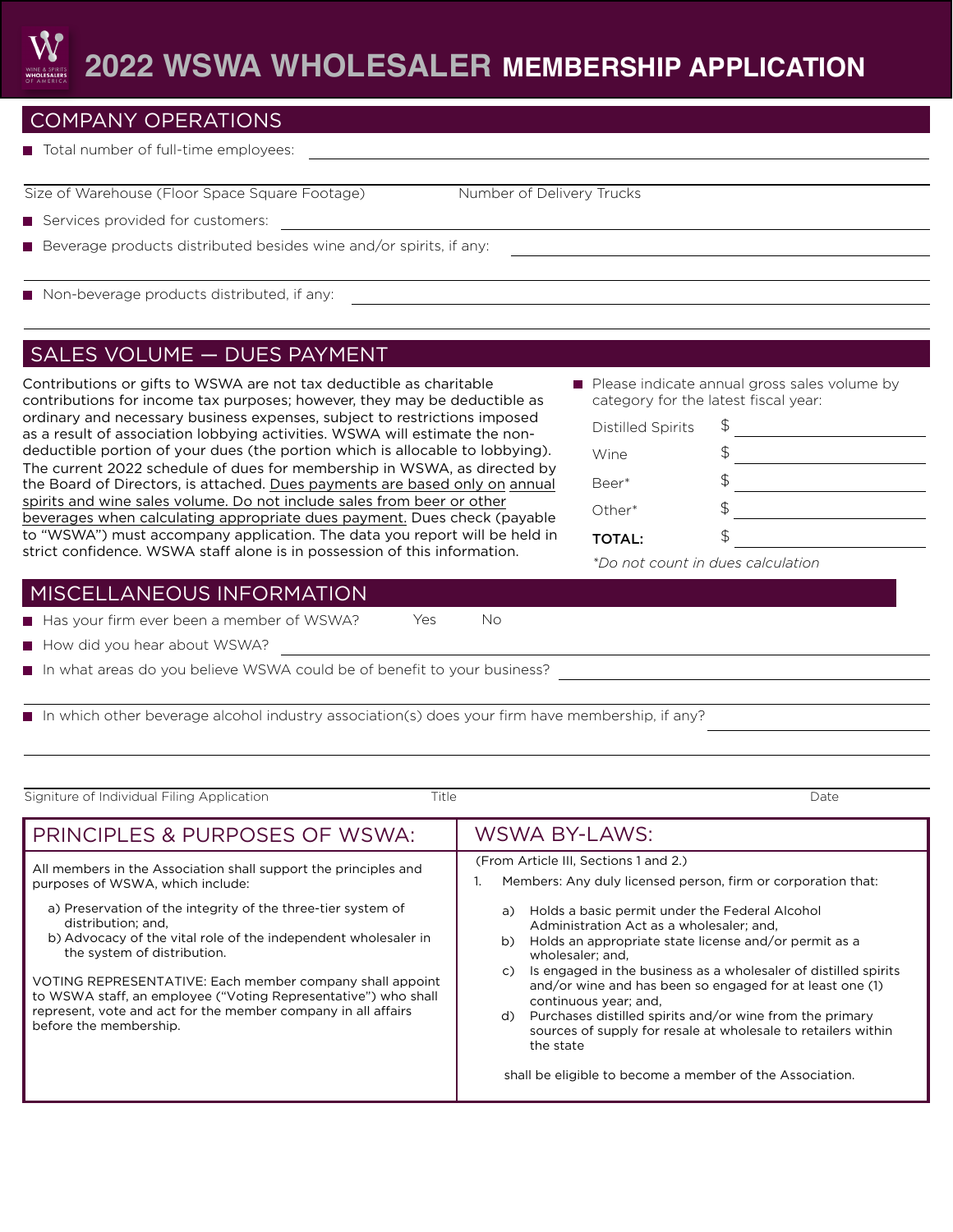# 2022 WSWA WHOLESALER MEMBERSHIP APPLICATION

## COMPANY OPERATIONS

- Total number of full-time employees: ______________________

Size of Warehouse (Floor Space Square Footage) ______________ Number of Delivery Trucks ______________

- Services provided for customers: ______________________
- Beverage products distributed besides wine and/or spirits, if any: ______________________
- Non-beverage products distributed, if any: ______________________

## SALES VOLUME — DUES PAYMENT

Contributions or gifts to WSWA are not tax deductible as charitable contributions for income tax purposes; however, they may be deductible as ordinary and necessary business expenses, subject to restrictions imposed as a result of association lobbying activities. WSWA will estimate the non-deductible portion of your dues (the portion which is allocable to lobbying). The current 2022 schedule of dues for membership in WSWA, as directed by the Board of Directors, is attached. Dues payments are based only on annual spirits and wine sales volume. Do not include sales from beer or other beverages when calculating appropriate dues payment. Dues check (payable to "WSWA") must accompany application. The data you report will be held in strict confidence. WSWA staff alone is in possession of this information.

- Please indicate annual gross sales volume by category for the latest fiscal year:

| | |
|---|---|
| Distilled Spirits | $ |
| Wine | $ |
| Beer* | $ |
| Other* | $ |
| **TOTAL:** | $ |

*\*Do not count in dues calculation*

## MISCELLANEOUS INFORMATION

- Has your firm ever been a member of WSWA? Yes No
- How did you hear about WSWA? ______________________
- In what areas do you believe WSWA could be of benefit to your business? ______________________
- In which other beverage alcohol industry association(s) does your firm have membership, if any? ______________________

Signiture of Individual Filing Application ______________ Title ______________ Date ______________

## PRINCIPLES & PURPOSES OF WSWA:

All members in the Association shall support the principles and purposes of WSWA, which include:

a) Preservation of the integrity of the three-tier system of distribution; and,
b) Advocacy of the vital role of the independent wholesaler in the system of distribution.

VOTING REPRESENTATIVE: Each member company shall appoint to WSWA staff, an employee ("Voting Representative") who shall represent, vote and act for the member company in all affairs before the membership.

## WSWA BY-LAWS:

(From Article III, Sections 1 and 2.)

1. Members: Any duly licensed person, firm or corporation that:

   a) Holds a basic permit under the Federal Alcohol Administration Act as a wholesaler; and,
   b) Holds an appropriate state license and/or permit as a wholesaler; and,
   c) Is engaged in the business as a wholesaler of distilled spirits and/or wine and has been so engaged for at least one (1) continuous year; and,
   d) Purchases distilled spirits and/or wine from the primary sources of supply for resale at wholesale to retailers within the state

   shall be eligible to become a member of the Association.